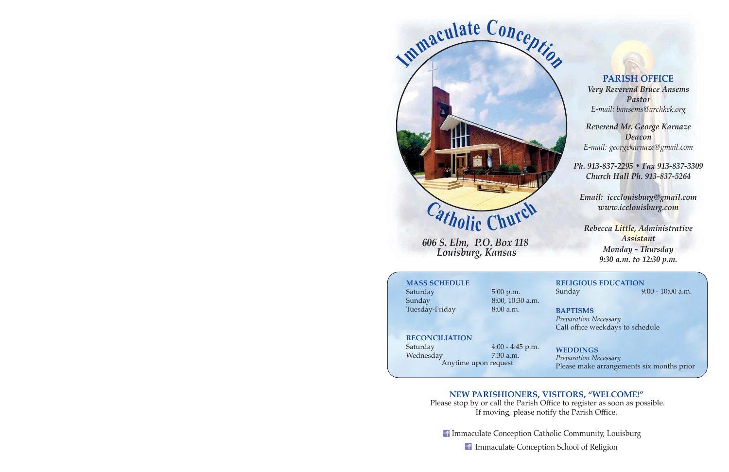# Immaculate Conception Catholic Church

*606 S. Elm, P.O. Box 118*
*Louisburg, Kansas*

## PARISH OFFICE

*Very Reverend Bruce Ansems*
*Pastor*
*E-mail: bansems@archkck.org*

*Reverend Mr. George Karnaze*
*Deacon*
*E-mail: georgekarnaze@gmail.com*

*Ph. 913-837-2295 • Fax 913-837-3309*
*Church Hall Ph. 913-837-5264*

*Email: iccclouisburg@gmail.com*
*www.icclouisburg.com*

*Rebecca Little, Administrative Assistant*
*Monday - Thursday*
*9:30 a.m. to 12:30 p.m.*

### MASS SCHEDULE

| | |
|---|---|
| Saturday | 5:00 p.m. |
| Sunday | 8:00, 10:30 a.m. |
| Tuesday-Friday | 8:00 a.m. |

### RECONCILIATION

| | |
|---|---|
| Saturday | 4:00 - 4:45 p.m. |
| Wednesday | 7:30 a.m. |

Anytime upon request

### RELIGIOUS EDUCATION

Sunday 9:00 - 10:00 a.m.

### BAPTISMS

*Preparation Necessary*
Call office weekdays to schedule

### WEDDINGS

*Preparation Necessary*
Please make arrangements six months prior

### NEW PARISHIONERS, VISITORS, "WELCOME!"

Please stop by or call the Parish Office to register as soon as possible.
If moving, please notify the Parish Office.

Immaculate Conception Catholic Community, Louisburg

Immaculate Conception School of Religion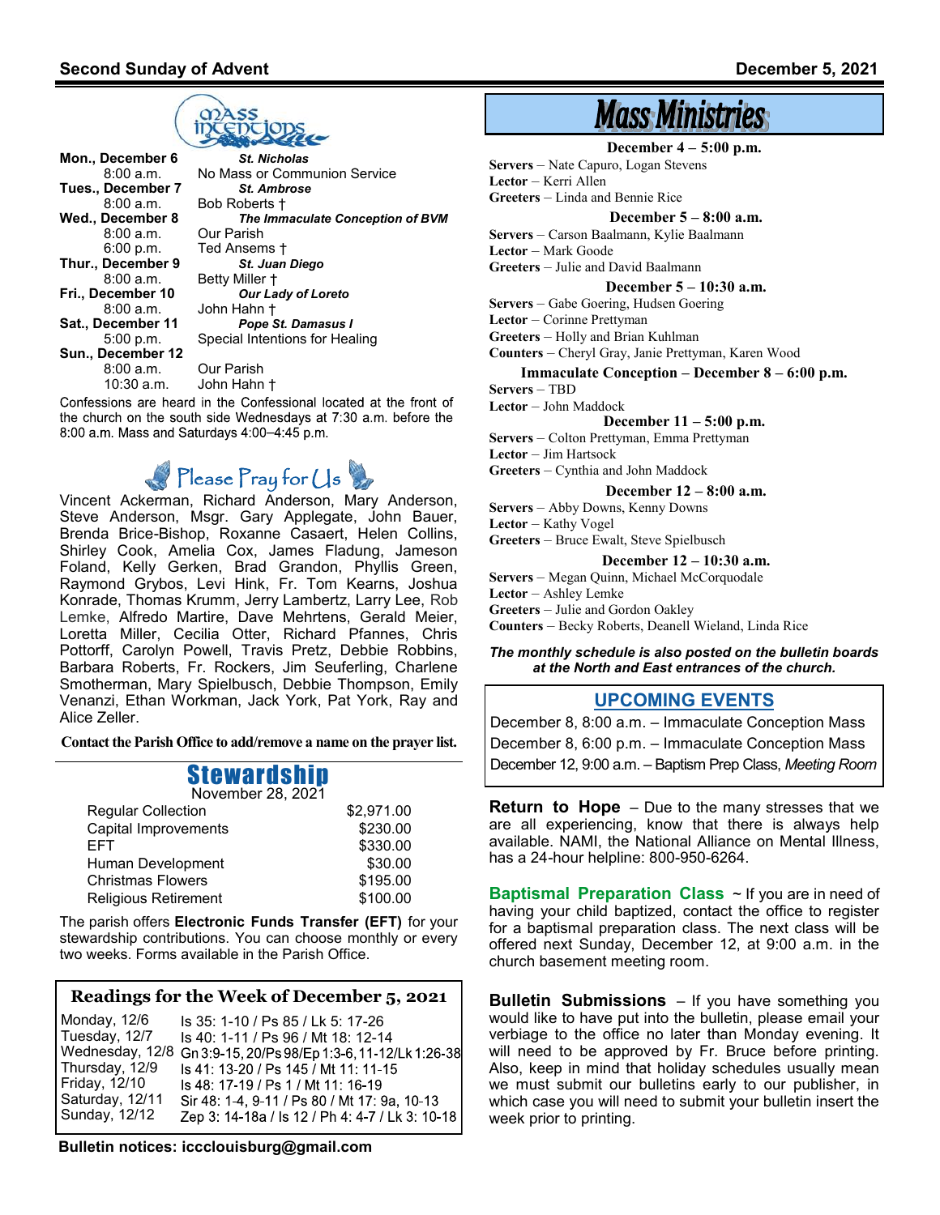## Mass Intentions

**Mon., December 6** — ***St. Nicholas***
8:00 a.m. — No Mass or Communion Service

**Tues., December 7** — ***St. Ambrose***
8:00 a.m. — Bob Roberts †

**Wed., December 8** — ***The Immaculate Conception of BVM***
8:00 a.m. — Our Parish
6:00 p.m. — Ted Ansems †

**Thur., December 9** — ***St. Juan Diego***
8:00 a.m. — Betty Miller †

**Fri., December 10** — ***Our Lady of Loreto***
8:00 a.m. — John Hahn †

**Sat., December 11** — ***Pope St. Damasus I***
5:00 p.m. — Special Intentions for Healing

**Sun., December 12**
8:00 a.m. — Our Parish
10:30 a.m. — John Hahn †

Confessions are heard in the Confessional located at the front of the church on the south side Wednesdays at 7:30 a.m. before the 8:00 a.m. Mass and Saturdays 4:00–4:45 p.m.

## Please Pray for Us

Vincent Ackerman, Richard Anderson, Mary Anderson, Steve Anderson, Msgr. Gary Applegate, John Bauer, Brenda Brice-Bishop, Roxanne Casaert, Helen Collins, Shirley Cook, Amelia Cox, James Fladung, Jameson Foland, Kelly Gerken, Brad Grandon, Phyllis Green, Raymond Grybos, Levi Hink, Fr. Tom Kearns, Joshua Konrade, Thomas Krumm, Jerry Lambertz, Larry Lee, Rob Lemke, Alfredo Martire, Dave Mehrtens, Gerald Meier, Loretta Miller, Cecilia Otter, Richard Pfannes, Chris Pottorff, Carolyn Powell, Travis Pretz, Debbie Robbins, Barbara Roberts, Fr. Rockers, Jim Seuferling, Charlene Smotherman, Mary Spielbusch, Debbie Thompson, Emily Venanzi, Ethan Workman, Jack York, Pat York, Ray and Alice Zeller.

**Contact the Parish Office to add/remove a name on the prayer list.**

## Stewardship

November 28, 2021

| | |
|---|---|
| Regular Collection | $2,971.00 |
| Capital Improvements | $230.00 |
| EFT | $330.00 |
| Human Development | $30.00 |
| Christmas Flowers | $195.00 |
| Religious Retirement | $100.00 |

The parish offers **Electronic Funds Transfer (EFT)** for your stewardship contributions. You can choose monthly or every two weeks. Forms available in the Parish Office.

## Readings for the Week of December 5, 2021

| | |
|---|---|
| Monday, 12/6 | Is 35: 1-10 / Ps 85 / Lk 5: 17-26 |
| Tuesday, 12/7 | Is 40: 1-11 / Ps 96 / Mt 18: 12-14 |
| Wednesday, 12/8 | Gn 3:9-15, 20/Ps 98/Ep 1:3-6, 11-12/Lk 1:26-38 |
| Thursday, 12/9 | Is 41: 13-20 / Ps 145 / Mt 11: 11-15 |
| Friday, 12/10 | Is 48: 17-19 / Ps 1 / Mt 11: 16-19 |
| Saturday, 12/11 | Sir 48: 1-4, 9-11 / Ps 80 / Mt 17: 9a, 10-13 |
| Sunday, 12/12 | Zep 3: 14-18a / Is 12 / Ph 4: 4-7 / Lk 3: 10-18 |

**Bulletin notices: iccclouisburg@gmail.com**

## Mass Ministries

**December 4 – 5:00 p.m.**
**Servers** – Nate Capuro, Logan Stevens
**Lector** – Kerri Allen
**Greeters** – Linda and Bennie Rice

**December 5 – 8:00 a.m.**
**Servers** – Carson Baalmann, Kylie Baalmann
**Lector** – Mark Goode
**Greeters** – Julie and David Baalmann

**December 5 – 10:30 a.m.**
**Servers** – Gabe Goering, Hudsen Goering
**Lector** – Corinne Prettyman
**Greeters** – Holly and Brian Kuhlman
**Counters** – Cheryl Gray, Janie Prettyman, Karen Wood

**Immaculate Conception – December 8 – 6:00 p.m.**
**Servers** – TBD
**Lector** – John Maddock

**December 11 – 5:00 p.m.**
**Servers** – Colton Prettyman, Emma Prettyman
**Lector** – Jim Hartsock
**Greeters** – Cynthia and John Maddock

**December 12 – 8:00 a.m.**
**Servers** – Abby Downs, Kenny Downs
**Lector** – Kathy Vogel
**Greeters** – Bruce Ewalt, Steve Spielbusch

**December 12 – 10:30 a.m.**
**Servers** – Megan Quinn, Michael McCorquodale
**Lector** – Ashley Lemke
**Greeters** – Julie and Gordon Oakley
**Counters** – Becky Roberts, Deanell Wieland, Linda Rice

***The monthly schedule is also posted on the bulletin boards at the North and East entrances of the church.***

## UPCOMING EVENTS

December 8, 8:00 a.m. – Immaculate Conception Mass
December 8, 6:00 p.m. – Immaculate Conception Mass
December 12, 9:00 a.m. – Baptism Prep Class, *Meeting Room*

**Return to Hope** – Due to the many stresses that we are all experiencing, know that there is always help available. NAMI, the National Alliance on Mental Illness, has a 24-hour helpline: 800-950-6264.

**Baptismal Preparation Class** ~ If you are in need of having your child baptized, contact the office to register for a baptismal preparation class. The next class will be offered next Sunday, December 12, at 9:00 a.m. in the church basement meeting room.

**Bulletin Submissions** – If you have something you would like to have put into the bulletin, please email your verbiage to the office no later than Monday evening. It will need to be approved by Fr. Bruce before printing. Also, keep in mind that holiday schedules usually mean we must submit our bulletins early to our publisher, in which case you will need to submit your bulletin insert the week prior to printing.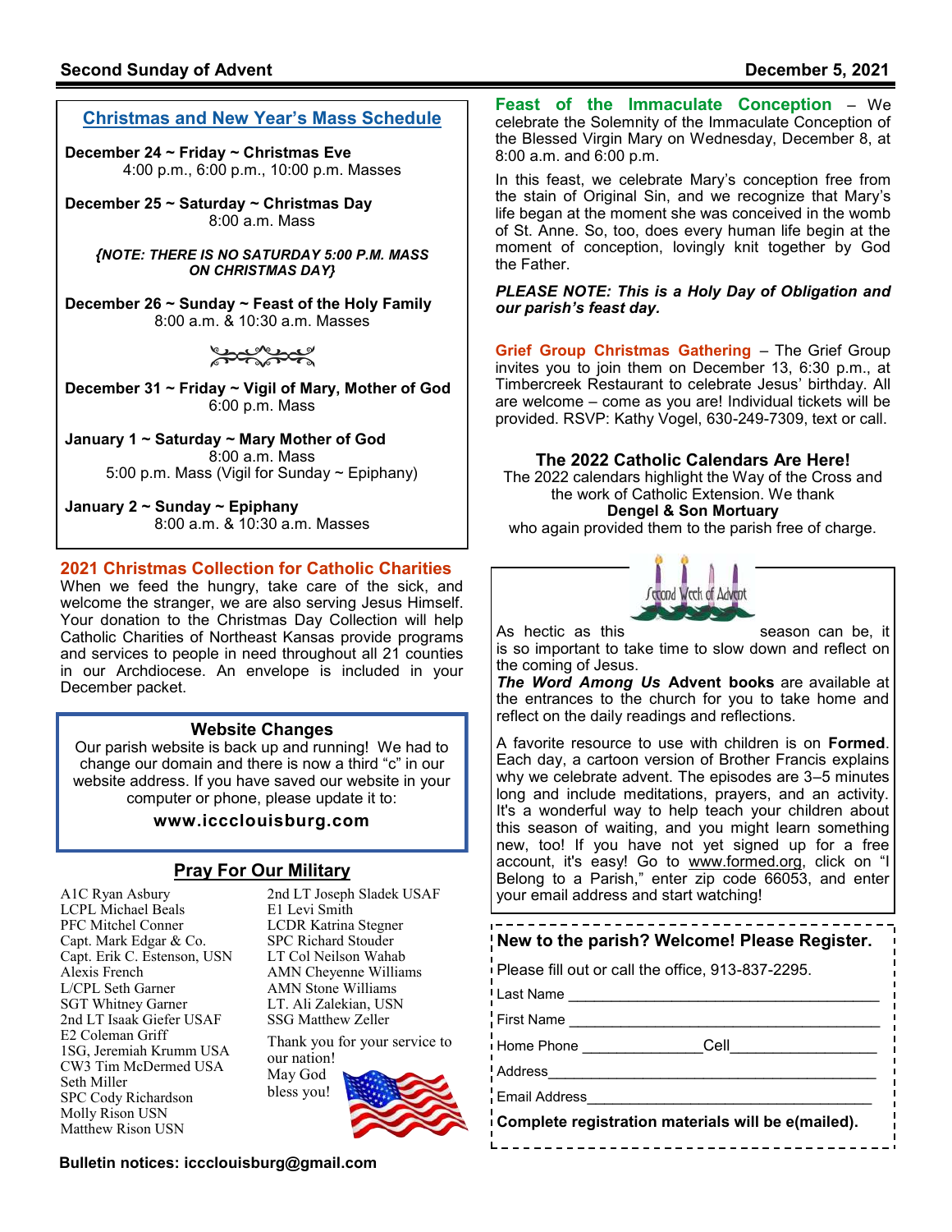## Christmas and New Year's Mass Schedule

**December 24 ~ Friday ~ Christmas Eve**
4:00 p.m., 6:00 p.m., 10:00 p.m. Masses

**December 25 ~ Saturday ~ Christmas Day**
8:00 a.m. Mass

***{NOTE: THERE IS NO SATURDAY 5:00 P.M. MASS ON CHRISTMAS DAY}***

**December 26 ~ Sunday ~ Feast of the Holy Family**
8:00 a.m. & 10:30 a.m. Masses

**December 31 ~ Friday ~ Vigil of Mary, Mother of God**
6:00 p.m. Mass

**January 1 ~ Saturday ~ Mary Mother of God**
8:00 a.m. Mass
5:00 p.m. Mass (Vigil for Sunday ~ Epiphany)

**January 2 ~ Sunday ~ Epiphany**
8:00 a.m. & 10:30 a.m. Masses

## 2021 Christmas Collection for Catholic Charities

When we feed the hungry, take care of the sick, and welcome the stranger, we are also serving Jesus Himself. Your donation to the Christmas Day Collection will help Catholic Charities of Northeast Kansas provide programs and services to people in need throughout all 21 counties in our Archdiocese. An envelope is included in your December packet.

## Website Changes

Our parish website is back up and running! We had to change our domain and there is now a third "c" in our website address. If you have saved our website in your computer or phone, please update it to:

**www.icccIouisburg.com**

## Pray For Our Military

A1C Ryan Asbury
LCPL Michael Beals
PFC Mitchel Conner
Capt. Mark Edgar & Co.
Capt. Erik C. Estenson, USN
Alexis French
L/CPL Seth Garner
SGT Whitney Garner
2nd LT Isaak Giefer USAF
E2 Coleman Griff
1SG, Jeremiah Krumm USA
CW3 Tim McDermed USA
Seth Miller
SPC Cody Richardson
Molly Rison USN
Matthew Rison USN
2nd LT Joseph Sladek USAF
E1 Levi Smith
LCDR Katrina Stegner
SPC Richard Stouder
LT Col Neilson Wahab
AMN Cheyenne Williams
AMN Stone Williams
LT. Ali Zalekian, USN
SSG Matthew Zeller

Thank you for your service to our nation! May God bless you!

**Bulletin notices: iccclouisburg@gmail.com**

**Feast of the Immaculate Conception** – We celebrate the Solemnity of the Immaculate Conception of the Blessed Virgin Mary on Wednesday, December 8, at 8:00 a.m. and 6:00 p.m.

In this feast, we celebrate Mary's conception free from the stain of Original Sin, and we recognize that Mary's life began at the moment she was conceived in the womb of St. Anne. So, too, does every human life begin at the moment of conception, lovingly knit together by God the Father.

***PLEASE NOTE: This is a Holy Day of Obligation and our parish's feast day.***

**Grief Group Christmas Gathering** – The Grief Group invites you to join them on December 13, 6:30 p.m., at Timbercreek Restaurant to celebrate Jesus' birthday. All are welcome – come as you are! Individual tickets will be provided. RSVP: Kathy Vogel, 630-249-7309, text or call.

### The 2022 Catholic Calendars Are Here!

The 2022 calendars highlight the Way of the Cross and the work of Catholic Extension. We thank **Dengel & Son Mortuary** who again provided them to the parish free of charge.

Second Week of Advent

As hectic as this season can be, it is so important to take time to slow down and reflect on the coming of Jesus.

***The Word Among Us* Advent books** are available at the entrances to the church for you to take home and reflect on the daily readings and reflections.

A favorite resource to use with children is on **Formed**. Each day, a cartoon version of Brother Francis explains why we celebrate advent. The episodes are 3–5 minutes long and include meditations, prayers, and an activity. It's a wonderful way to help teach your children about this season of waiting, and you might learn something new, too! If you have not yet signed up for a free account, it's easy! Go to www.formed.org, click on "I Belong to a Parish," enter zip code 66053, and enter your email address and start watching!

### New to the parish? Welcome! Please Register.

Please fill out or call the office, 913-837-2295.

Last Name ____________________

First Name ____________________

Home Phone ______________ Cell ______________

Address ____________________

Email Address ____________________

**Complete registration materials will be e(mailed).**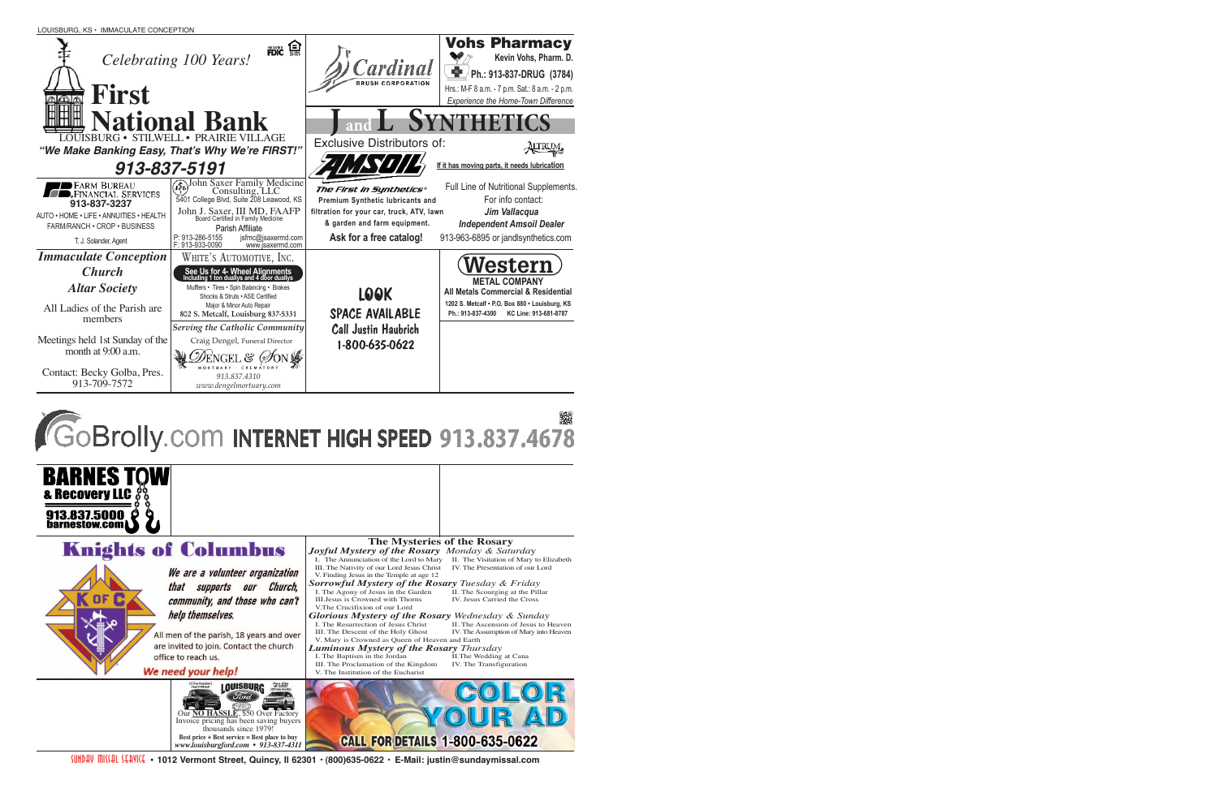LOUISBURG, KS • IMMACULATE CONCEPTION

*Celebrating 100 Years!*

# First National Bank

LOUISBURG • STILWELL • PRAIRIE VILLAGE

***"We Make Banking Easy, That's Why We're FIRST!"***

***913-837-5191***

Cardinal BRUSH CORPORATION

## Vohs Pharmacy

Kevin Vohs, Pharm. D.

Ph.: 913-837-DRUG (3784)

Hrs.: M-F 8 a.m. - 7 p.m. Sat.: 8 a.m. - 2 p.m.

*Experience the Home-Town Difference*

## J and L SYNTHETICS

Exclusive Distributors of:

AMSOIL

ALTRUM

If it has moving parts, it needs lubrication

***The First in Synthetics®***

**Premium Synthetic lubricants and filtration for your car, truck, ATV, lawn & garden and farm equipment.**

**Ask for a free catalog!**

Full Line of Nutritional Supplements.

For info contact:

*Jim Vallacqua*

***Independent Amsoil Dealer***

913-963-6895 or jandlsynthetics.com

FARM BUREAU FINANCIAL SERVICES

**913-837-3237**

AUTO • HOME • LIFE • ANNUITIES • HEALTH

FARM/RANCH • CROP • BUSINESS

T. J. Solander, Agent

John Saxer Family Medicine Consulting, LLC

5401 College Blvd, Suite 208 Leawood, KS

John J. Saxer, III MD, FAAFP

Board Certified in Family Medicine

Parish Affiliate

P: 913-286-5155 jsfmc@jsaxermd.com

F: 913-933-0090 www.jsaxermd.com

***Immaculate Conception Church***

***Altar Society***

All Ladies of the Parish are members

Meetings held 1st Sunday of the month at 9:00 a.m.

Contact: Becky Golba, Pres.

913-709-7572

WHITE'S AUTOMOTIVE, INC.

**See Us for 4- Wheel Alignments**

**Including 1 ton duallys and 4 door duallys**

Mufflers • Tires • Spin Balancing • Brakes

Shocks & Struts • ASE Certified

Major & Minor Auto Repair

802 S. Metcalf, Louisburg 837-5331

*Serving the Catholic Community*

Craig Dengel, Funeral Director

DENGEL & SON

MORTUARY · CREMATORY

*913.837.4310*

*www.dengelmortuary.com*

LOOK

SPACE AVAILABLE

Call Justin Haubrich

1-800-635-0622

## Western

**METAL COMPANY**

**All Metals Commercial & Residential**

**1202 S. Metcalf • P.O. Box 880 • Louisburg, KS**

**Ph.: 913-837-4300 KC Line: 913-681-8787**

GoBrolly.com **INTERNET HIGH SPEED 913.837.4678**

**BARNES TOW & Recovery LLC**

**913.837.5000**

**barnestow.com**

## Knights of Columbus

***We are a volunteer organization that supports our Church, community, and those who can't help themselves.***

All men of the parish, 18 years and over are invited to join. Contact the church office to reach us.

***We need your help!***

### The Mysteries of the Rosary

***Joyful Mystery of the Rosary*** *Monday & Saturday*

I. The Annunciation of the Lord to Mary
II. The Visitation of Mary to Elizabeth
III. The Nativity of our Lord Jesus Christ
IV. The Presentation of our Lord
V. Finding Jesus in the Temple at age 12

***Sorrowful Mystery of the Rosary*** *Tuesday & Friday*

I. The Agony of Jesus in the Garden
II. The Scourging at the Pillar
III. Jesus is Crowned with Thorns
IV. Jesus Carried the Cross
V. The Crucifixion of our Lord

***Glorious Mystery of the Rosary*** *Wednesday & Sunday*

I. The Resurrection of Jesus Christ
II. The Ascension of Jesus to Heaven
III. The Descent of the Holy Ghost
IV. The Assumption of Mary into Heaven
V. Mary is Crowned as Queen of Heaven and Earth

***Luminous Mystery of the Rosary*** *Thursday*

I. The Baptism in the Jordan
II. The Wedding at Cana
III. The Proclamation of the Kingdom
IV. The Transfiguration
V. The Institution of the Eucharist

LOUISBURG Ford

Our **NO HASSLE**, $50 Over Factory Invoice pricing has been saving buyers thousands since 1979!

**Best price + Best service = Best place to buy**

***www.louisburgford.com • 913-837-4311***

COLOR YOUR AD

CALL FOR DETAILS 1-800-635-0622

SUNDAY MISSAL SERVICE • 1012 Vermont Street, Quincy, Il 62301 • (800)635-0622 • E-Mail: justin@sundaymissal.com